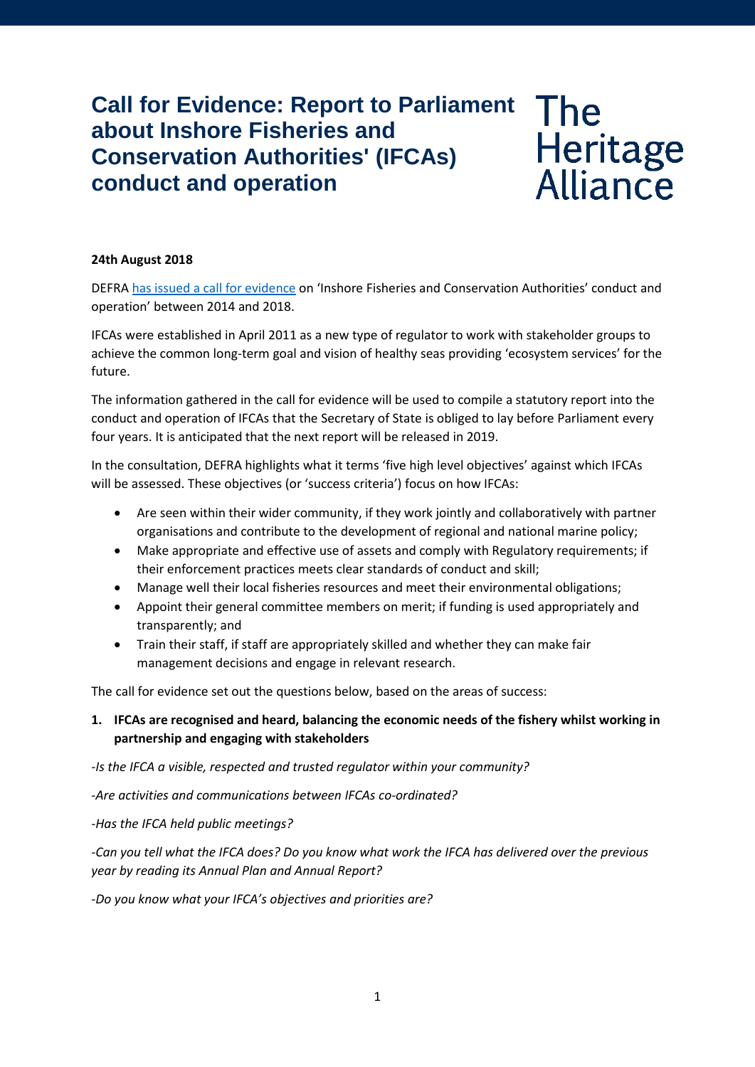# Call for Evidence: Report to Parliament about Inshore Fisheries and Conservation Authorities' (IFCAs) conduct and operation

The Heritage Alliance

**24th August 2018**

DEFRA [has issued a call for evidence]() on 'Inshore Fisheries and Conservation Authorities' conduct and operation' between 2014 and 2018.

IFCAs were established in April 2011 as a new type of regulator to work with stakeholder groups to achieve the common long-term goal and vision of healthy seas providing 'ecosystem services' for the future.

The information gathered in the call for evidence will be used to compile a statutory report into the conduct and operation of IFCAs that the Secretary of State is obliged to lay before Parliament every four years. It is anticipated that the next report will be released in 2019.

In the consultation, DEFRA highlights what it terms 'five high level objectives' against which IFCAs will be assessed. These objectives (or 'success criteria') focus on how IFCAs:

- Are seen within their wider community, if they work jointly and collaboratively with partner organisations and contribute to the development of regional and national marine policy;
- Make appropriate and effective use of assets and comply with Regulatory requirements; if their enforcement practices meets clear standards of conduct and skill;
- Manage well their local fisheries resources and meet their environmental obligations;
- Appoint their general committee members on merit; if funding is used appropriately and transparently; and
- Train their staff, if staff are appropriately skilled and whether they can make fair management decisions and engage in relevant research.

The call for evidence set out the questions below, based on the areas of success:

1. **IFCAs are recognised and heard, balancing the economic needs of the fishery whilst working in partnership and engaging with stakeholders**

*-Is the IFCA a visible, respected and trusted regulator within your community?*

*-Are activities and communications between IFCAs co-ordinated?*

*-Has the IFCA held public meetings?*

*-Can you tell what the IFCA does? Do you know what work the IFCA has delivered over the previous year by reading its Annual Plan and Annual Report?*

*-Do you know what your IFCA's objectives and priorities are?*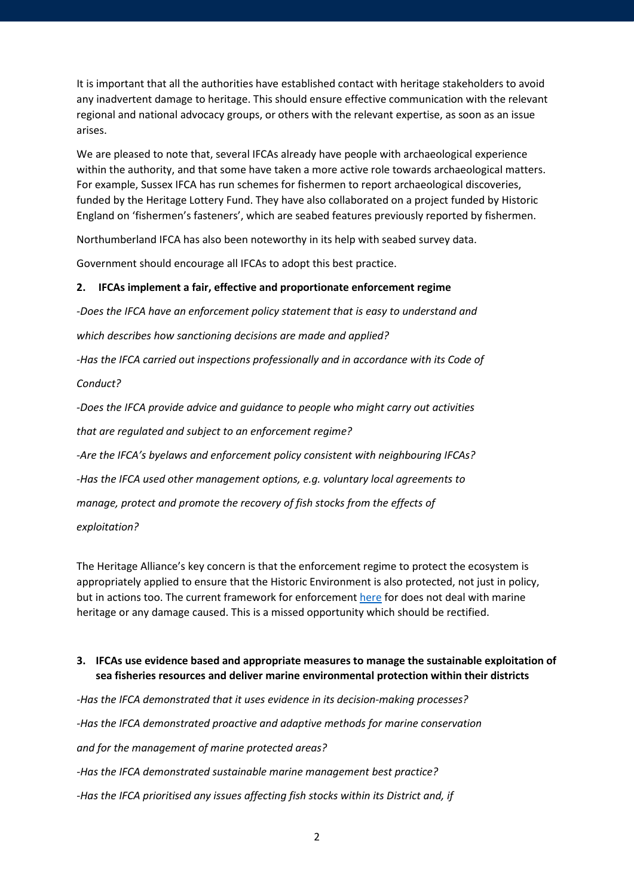It is important that all the authorities have established contact with heritage stakeholders to avoid any inadvertent damage to heritage. This should ensure effective communication with the relevant regional and national advocacy groups, or others with the relevant expertise, as soon as an issue arises.

We are pleased to note that, several IFCAs already have people with archaeological experience within the authority, and that some have taken a more active role towards archaeological matters. For example, Sussex IFCA has run schemes for fishermen to report archaeological discoveries, funded by the Heritage Lottery Fund. They have also collaborated on a project funded by Historic England on 'fishermen's fasteners', which are seabed features previously reported by fishermen.

Northumberland IFCA has also been noteworthy in its help with seabed survey data.

Government should encourage all IFCAs to adopt this best practice.

**2. IFCAs implement a fair, effective and proportionate enforcement regime**

*-Does the IFCA have an enforcement policy statement that is easy to understand and which describes how sanctioning decisions are made and applied?*

*-Has the IFCA carried out inspections professionally and in accordance with its Code of Conduct?*

*-Does the IFCA provide advice and guidance to people who might carry out activities that are regulated and subject to an enforcement regime?*

*-Are the IFCA's byelaws and enforcement policy consistent with neighbouring IFCAs?*

*-Has the IFCA used other management options, e.g. voluntary local agreements to manage, protect and promote the recovery of fish stocks from the effects of exploitation?*

The Heritage Alliance's key concern is that the enforcement regime to protect the ecosystem is appropriately applied to ensure that the Historic Environment is also protected, not just in policy, but in actions too. The current framework for enforcement here for does not deal with marine heritage or any damage caused. This is a missed opportunity which should be rectified.

**3. IFCAs use evidence based and appropriate measures to manage the sustainable exploitation of sea fisheries resources and deliver marine environmental protection within their districts**

*-Has the IFCA demonstrated that it uses evidence in its decision-making processes?*

*-Has the IFCA demonstrated proactive and adaptive methods for marine conservation and for the management of marine protected areas?*

*-Has the IFCA demonstrated sustainable marine management best practice?*

*-Has the IFCA prioritised any issues affecting fish stocks within its District and, if*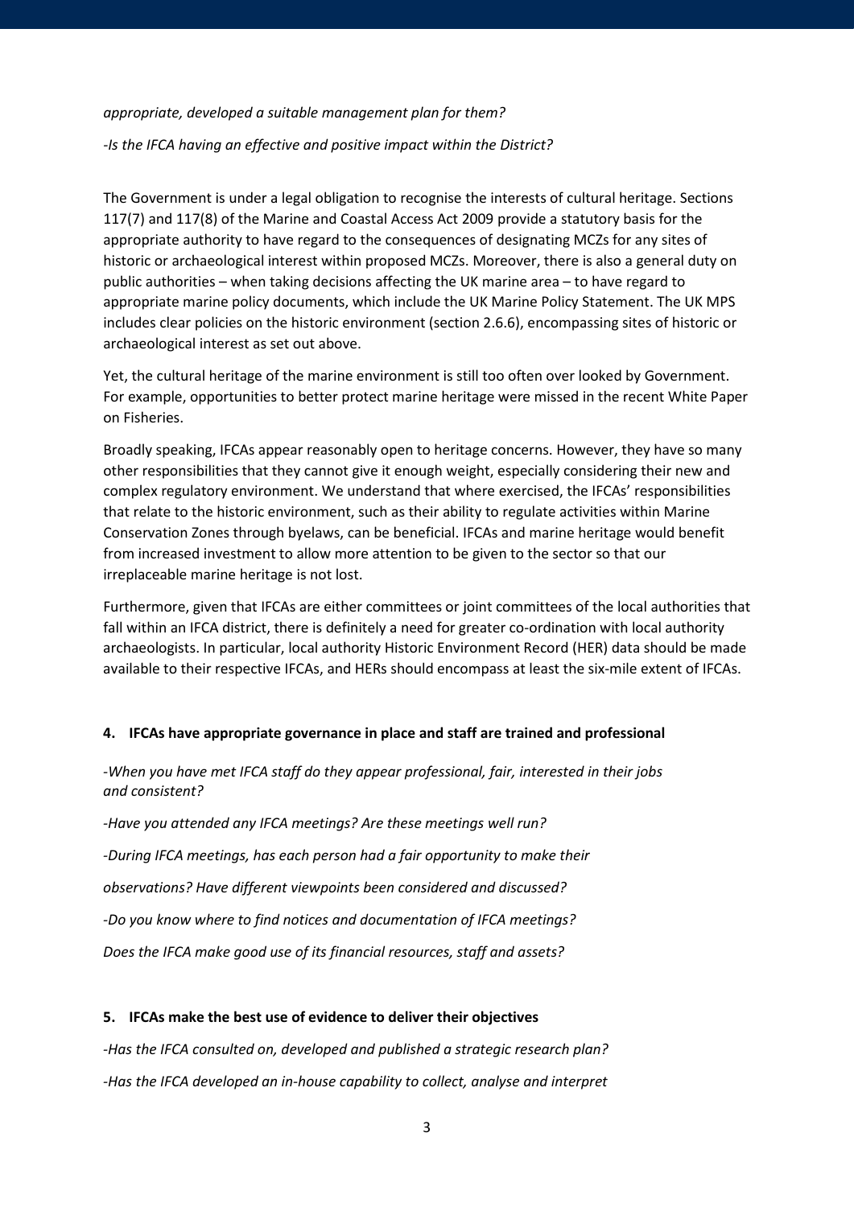*appropriate, developed a suitable management plan for them?*

*-Is the IFCA having an effective and positive impact within the District?*

The Government is under a legal obligation to recognise the interests of cultural heritage. Sections 117(7) and 117(8) of the Marine and Coastal Access Act 2009 provide a statutory basis for the appropriate authority to have regard to the consequences of designating MCZs for any sites of historic or archaeological interest within proposed MCZs. Moreover, there is also a general duty on public authorities – when taking decisions affecting the UK marine area – to have regard to appropriate marine policy documents, which include the UK Marine Policy Statement. The UK MPS includes clear policies on the historic environment (section 2.6.6), encompassing sites of historic or archaeological interest as set out above.

Yet, the cultural heritage of the marine environment is still too often over looked by Government. For example, opportunities to better protect marine heritage were missed in the recent White Paper on Fisheries.

Broadly speaking, IFCAs appear reasonably open to heritage concerns. However, they have so many other responsibilities that they cannot give it enough weight, especially considering their new and complex regulatory environment. We understand that where exercised, the IFCAs' responsibilities that relate to the historic environment, such as their ability to regulate activities within Marine Conservation Zones through byelaws, can be beneficial. IFCAs and marine heritage would benefit from increased investment to allow more attention to be given to the sector so that our irreplaceable marine heritage is not lost.

Furthermore, given that IFCAs are either committees or joint committees of the local authorities that fall within an IFCA district, there is definitely a need for greater co-ordination with local authority archaeologists. In particular, local authority Historic Environment Record (HER) data should be made available to their respective IFCAs, and HERs should encompass at least the six-mile extent of IFCAs.

**4. IFCAs have appropriate governance in place and staff are trained and professional**

*-When you have met IFCA staff do they appear professional, fair, interested in their jobs and consistent?*

*-Have you attended any IFCA meetings? Are these meetings well run?*

*-During IFCA meetings, has each person had a fair opportunity to make their observations? Have different viewpoints been considered and discussed?*

*-Do you know where to find notices and documentation of IFCA meetings?*

*Does the IFCA make good use of its financial resources, staff and assets?*

**5. IFCAs make the best use of evidence to deliver their objectives**

*-Has the IFCA consulted on, developed and published a strategic research plan?*

*-Has the IFCA developed an in-house capability to collect, analyse and interpret*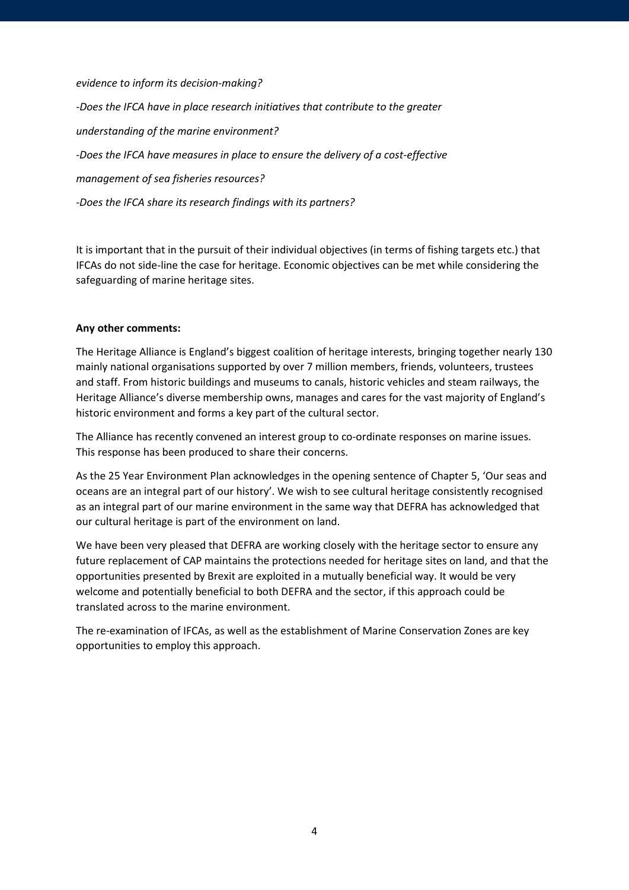*evidence to inform its decision-making?*

*-Does the IFCA have in place research initiatives that contribute to the greater understanding of the marine environment?*

*-Does the IFCA have measures in place to ensure the delivery of a cost-effective management of sea fisheries resources?*

*-Does the IFCA share its research findings with its partners?*

It is important that in the pursuit of their individual objectives (in terms of fishing targets etc.) that IFCAs do not side-line the case for heritage. Economic objectives can be met while considering the safeguarding of marine heritage sites.

**Any other comments:**

The Heritage Alliance is England's biggest coalition of heritage interests, bringing together nearly 130 mainly national organisations supported by over 7 million members, friends, volunteers, trustees and staff. From historic buildings and museums to canals, historic vehicles and steam railways, the Heritage Alliance's diverse membership owns, manages and cares for the vast majority of England's historic environment and forms a key part of the cultural sector.

The Alliance has recently convened an interest group to co-ordinate responses on marine issues. This response has been produced to share their concerns.

As the 25 Year Environment Plan acknowledges in the opening sentence of Chapter 5, 'Our seas and oceans are an integral part of our history'. We wish to see cultural heritage consistently recognised as an integral part of our marine environment in the same way that DEFRA has acknowledged that our cultural heritage is part of the environment on land.

We have been very pleased that DEFRA are working closely with the heritage sector to ensure any future replacement of CAP maintains the protections needed for heritage sites on land, and that the opportunities presented by Brexit are exploited in a mutually beneficial way. It would be very welcome and potentially beneficial to both DEFRA and the sector, if this approach could be translated across to the marine environment.

The re-examination of IFCAs, as well as the establishment of Marine Conservation Zones are key opportunities to employ this approach.